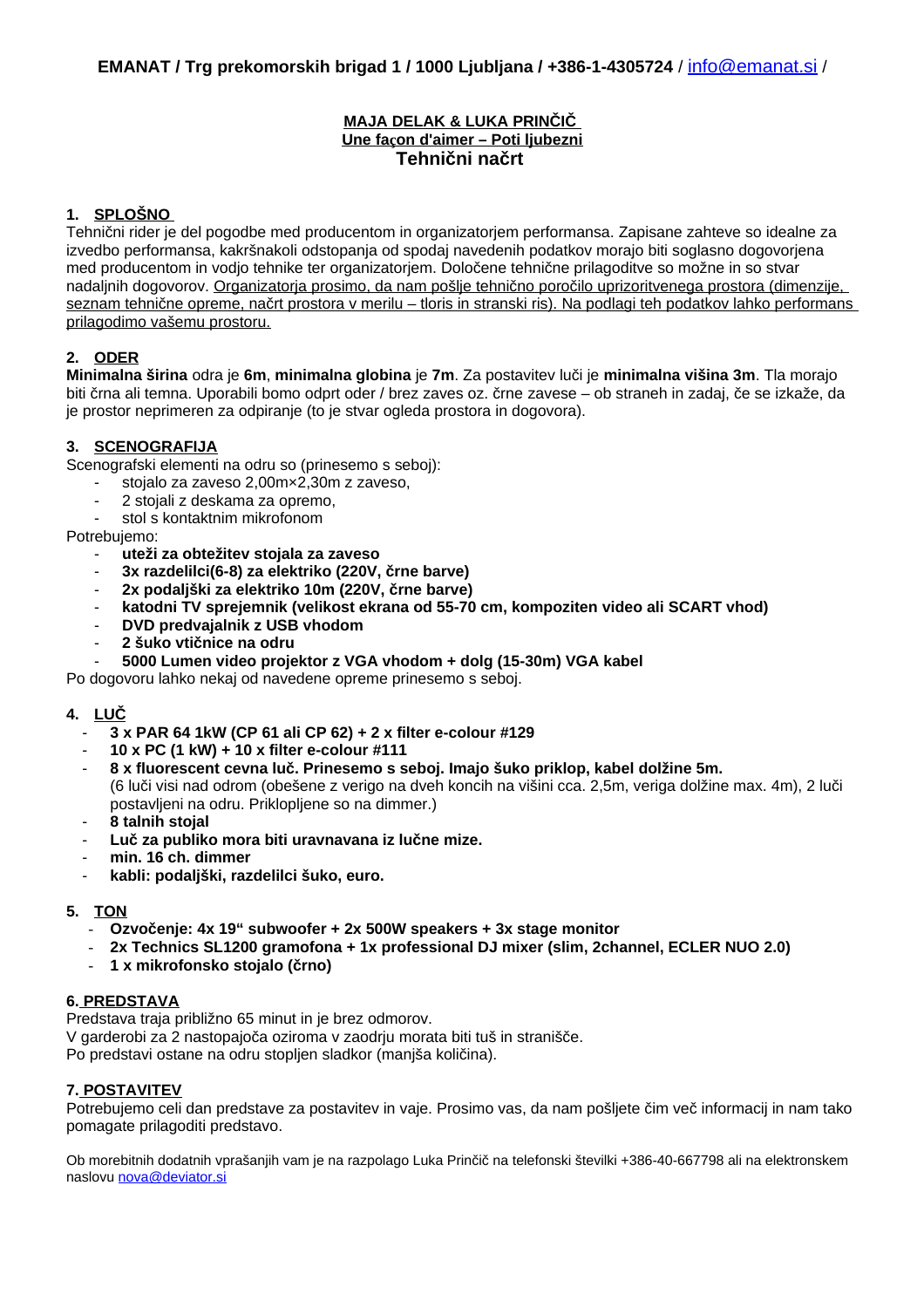**EMANAT / Trg prekomorskih brigad 1 / 1000 Ljubljana / +386-1-4305724** / info@emanat.si /

**MAJA DELAK & LUKA PRINČIČ**
**Une façon d'aimer – Poti ljubezni**
# Tehnični načrt

## 1. SPLOŠNO

Tehnični rider je del pogodbe med producentom in organizatorjem performansa. Zapisane zahteve so idealne za izvedbo performansa, kakršnakoli odstopanja od spodaj navedenih podatkov morajo biti soglasno dogovorjena med producentom in vodjo tehnike ter organizatorjem. Določene tehnične prilagoditve so možne in so stvar nadaljnih dogovorov. Organizatorja prosimo, da nam pošlje tehnično poročilo uprizoritvenega prostora (dimenzije, seznam tehnične opreme, načrt prostora v merilu – tloris in stranski ris). Na podlagi teh podatkov lahko performans prilagodimo vašemu prostoru.

## 2. ODER

**Minimalna širina** odra je **6m**, **minimalna globina** je **7m**. Za postavitev luči je **minimalna višina 3m**. Tla morajo biti črna ali temna. Uporabili bomo odprt oder / brez zaves oz. črne zavese – ob straneh in zadaj, če se izkaže, da je prostor neprimeren za odpiranje (to je stvar ogleda prostora in dogovora).

## 3. SCENOGRAFIJA

Scenografski elementi na odru so (prinesemo s seboj):

- stojalo za zaveso 2,00m×2,30m z zaveso,
- 2 stojali z deskama za opremo,
- stol s kontaktnim mikrofonom

Potrebujemo:

- **uteži za obtežitev stojala za zaveso**
- **3x razdelilci(6-8) za elektriko (220V, črne barve)**
- **2x podaljški za elektriko 10m (220V, črne barve)**
- **katodni TV sprejemnik (velikost ekrana od 55-70 cm, kompoziten video ali SCART vhod)**
- **DVD predvajalnik z USB vhodom**
- **2 šuko vtičnice na odru**
- **5000 Lumen video projektor z VGA vhodom + dolg (15-30m) VGA kabel**

Po dogovoru lahko nekaj od navedene opreme prinesemo s seboj.

## 4. LUČ

- **3 x PAR 64 1kW (CP 61 ali CP 62) + 2 x filter e-colour #129**
- **10 x PC (1 kW) + 10 x filter e-colour #111**
- **8 x fluorescent cevna luč. Prinesemo s seboj. Imajo šuko priklop, kabel dolžine 5m.** (6 luči visi nad odrom (obešene z verigo na dveh koncih na višini cca. 2,5m, veriga dolžine max. 4m), 2 luči postavljeni na odru. Priklopljene so na dimmer.)
- **8 talnih stojal**
- **Luč za publiko mora biti uravnavana iz lučne mize.**
- **min. 16 ch. dimmer**
- **kabli: podaljški, razdelilci šuko, euro.**

## 5. TON

- **Ozvočenje: 4x 19" subwoofer + 2x 500W speakers + 3x stage monitor**
- **2x Technics SL1200 gramofona + 1x professional DJ mixer (slim, 2channel, ECLER NUO 2.0)**
- **1 x mikrofonsko stojalo (črno)**

## 6. PREDSTAVA

Predstava traja približno 65 minut in je brez odmorov.
V garderobi za 2 nastopajoča oziroma v zaodrju morata biti tuš in stranišče.
Po predstavi ostane na odru stopljen sladkor (manjša količina).

## 7. POSTAVITEV

Potrebujemo celi dan predstave za postavitev in vaje. Prosimo vas, da nam pošljete čim več informacij in nam tako pomagate prilagoditi predstavo.

Ob morebitnih dodatnih vprašanjih vam je na razpolago Luka Prinčič na telefonski številki +386-40-667798 ali na elektronskem naslovu nova@deviator.si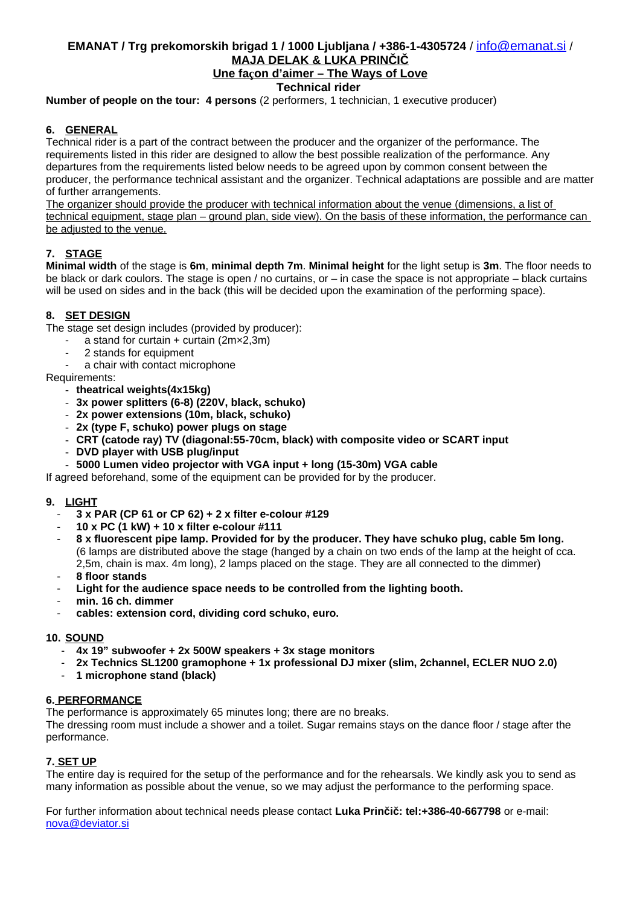**EMANAT / Trg prekomorskih brigad 1 / 1000 Ljubljana / +386-1-4305724** / info@emanat.si /

**MAJA DELAK & LUKA PRINČIČ**

**Une façon d'aimer – The Ways of Love**

**Technical rider**

**Number of people on the tour: 4 persons** (2 performers, 1 technician, 1 executive producer)

## 6. GENERAL

Technical rider is a part of the contract between the producer and the organizer of the performance. The requirements listed in this rider are designed to allow the best possible realization of the performance. Any departures from the requirements listed below needs to be agreed upon by common consent between the producer, the performance technical assistant and the organizer. Technical adaptations are possible and are matter of further arrangements.

The organizer should provide the producer with technical information about the venue (dimensions, a list of technical equipment, stage plan – ground plan, side view). On the basis of these information, the performance can be adjusted to the venue.

## 7. STAGE

**Minimal width** of the stage is **6m**, **minimal depth 7m**. **Minimal height** for the light setup is **3m**. The floor needs to be black or dark coulors. The stage is open / no curtains, or – in case the space is not appropriate – black curtains will be used on sides and in the back (this will be decided upon the examination of the performing space).

## 8. SET DESIGN

The stage set design includes (provided by producer):

- a stand for curtain + curtain (2m×2,3m)
- 2 stands for equipment
- a chair with contact microphone

Requirements:

- **theatrical weights(4x15kg)**
- **3x power splitters (6-8) (220V, black, schuko)**
- **2x power extensions (10m, black, schuko)**
- **2x (type F, schuko) power plugs on stage**
- **CRT (catode ray) TV (diagonal:55-70cm, black) with composite video or SCART input**
- **DVD player with USB plug/input**
- **5000 Lumen video projector with VGA input + long (15-30m) VGA cable**

If agreed beforehand, some of the equipment can be provided for by the producer.

## 9. LIGHT

- **3 x PAR (CP 61 or CP 62) + 2 x filter e-colour #129**
- **10 x PC (1 kW) + 10 x filter e-colour #111**
- **8 x fluorescent pipe lamp. Provided for by the producer. They have schuko plug, cable 5m long.** (6 lamps are distributed above the stage (hanged by a chain on two ends of the lamp at the height of cca. 2,5m, chain is max. 4m long), 2 lamps placed on the stage. They are all connected to the dimmer)
- **8 floor stands**
- **Light for the audience space needs to be controlled from the lighting booth.**
- **min. 16 ch. dimmer**
- **cables: extension cord, dividing cord schuko, euro.**

## 10. SOUND

- **4x 19" subwoofer + 2x 500W speakers + 3x stage monitors**
- **2x Technics SL1200 gramophone + 1x professional DJ mixer (slim, 2channel, ECLER NUO 2.0)**
- **1 microphone stand (black)**

## 6. PERFORMANCE

The performance is approximately 65 minutes long; there are no breaks.

The dressing room must include a shower and a toilet. Sugar remains stays on the dance floor / stage after the performance.

## 7. SET UP

The entire day is required for the setup of the performance and for the rehearsals. We kindly ask you to send as many information as possible about the venue, so we may adjust the performance to the performing space.

For further information about technical needs please contact **Luka Prinčič: tel:+386-40-667798** or e-mail: nova@deviator.si